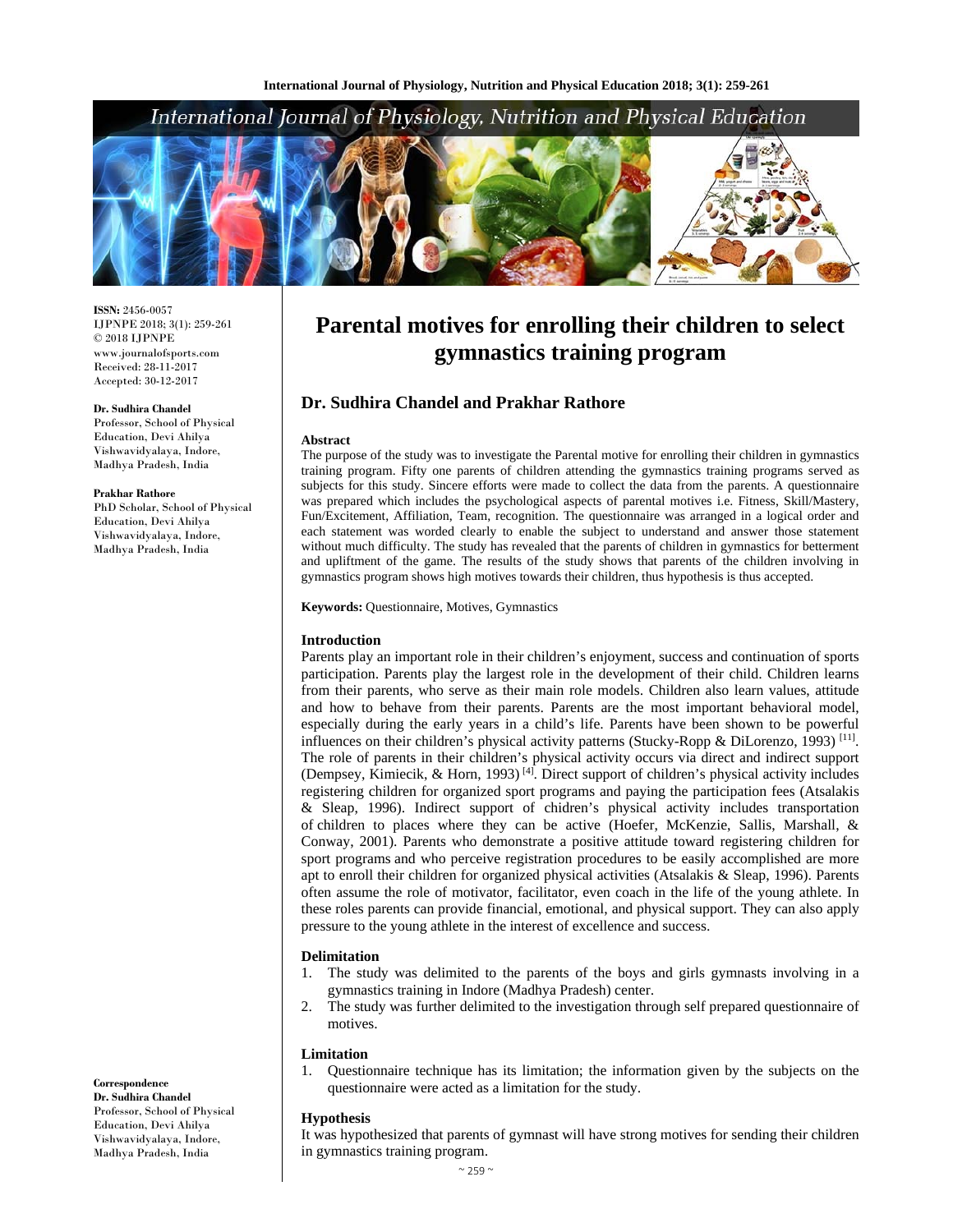# Parental motives for enrolling their children to select gymnastics training program

## Dr. Sudhira Chandel and Prakhar Rathore

**ISSN:** 2456-0057
IJPNPE 2018; 3(1): 259-261
© 2018 IJPNPE
www.journalofsports.com
Received: 28-11-2017
Accepted: 30-12-2017

**Dr. Sudhira Chandel**
Professor, School of Physical Education, Devi Ahilya Vishwavidyalaya, Indore, Madhya Pradesh, India

**Prakhar Rathore**
PhD Scholar, School of Physical Education, Devi Ahilya Vishwavidyalaya, Indore, Madhya Pradesh, India

**Correspondence**
**Dr. Sudhira Chandel**
Professor, School of Physical Education, Devi Ahilya Vishwavidyalaya, Indore, Madhya Pradesh, India

### Abstract

The purpose of the study was to investigate the Parental motive for enrolling their children in gymnastics training program. Fifty one parents of children attending the gymnastics training programs served as subjects for this study. Sincere efforts were made to collect the data from the parents. A questionnaire was prepared which includes the psychological aspects of parental motives i.e. Fitness, Skill/Mastery, Fun/Excitement, Affiliation, Team, recognition. The questionnaire was arranged in a logical order and each statement was worded clearly to enable the subject to understand and answer those statement without much difficulty. The study has revealed that the parents of children in gymnastics for betterment and upliftment of the game. The results of the study shows that parents of the children involving in gymnastics program shows high motives towards their children, thus hypothesis is thus accepted.

**Keywords:** Questionnaire, Motives, Gymnastics

### Introduction

Parents play an important role in their children's enjoyment, success and continuation of sports participation. Parents play the largest role in the development of their child. Children learns from their parents, who serve as their main role models. Children also learn values, attitude and how to behave from their parents. Parents are the most important behavioral model, especially during the early years in a child's life. Parents have been shown to be powerful influences on their children's physical activity patterns (Stucky-Ropp & DiLorenzo, 1993) [11]. The role of parents in their children's physical activity occurs via direct and indirect support (Dempsey, Kimiecik, & Horn, 1993) [4]. Direct support of children's physical activity includes registering children for organized sport programs and paying the participation fees (Atsalakis & Sleap, 1996). Indirect support of chidren's physical activity includes transportation of children to places where they can be active (Hoefer, McKenzie, Sallis, Marshall, & Conway, 2001). Parents who demonstrate a positive attitude toward registering children for sport programs and who perceive registration procedures to be easily accomplished are more apt to enroll their children for organized physical activities (Atsalakis & Sleap, 1996). Parents often assume the role of motivator, facilitator, even coach in the life of the young athlete. In these roles parents can provide financial, emotional, and physical support. They can also apply pressure to the young athlete in the interest of excellence and success.

### Delimitation

1. The study was delimited to the parents of the boys and girls gymnasts involving in a gymnastics training in Indore (Madhya Pradesh) center.
2. The study was further delimited to the investigation through self prepared questionnaire of motives.

### Limitation

1. Questionnaire technique has its limitation; the information given by the subjects on the questionnaire were acted as a limitation for the study.

### Hypothesis

It was hypothesized that parents of gymnast will have strong motives for sending their children in gymnastics training program.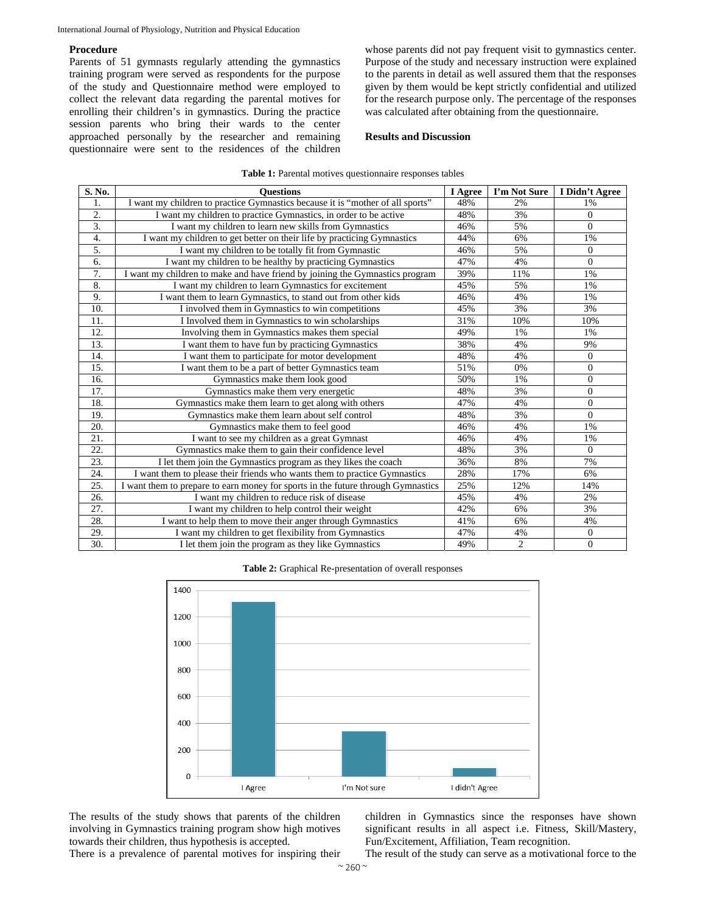### Procedure

Parents of 51 gymnasts regularly attending the gymnastics training program were served as respondents for the purpose of the study and Questionnaire method were employed to collect the relevant data regarding the parental motives for enrolling their children's in gymnastics. During the practice session parents who bring their wards to the center approached personally by the researcher and remaining questionnaire were sent to the residences of the children whose parents did not pay frequent visit to gymnastics center. Purpose of the study and necessary instruction were explained to the parents in detail as well assured them that the responses given by them would be kept strictly confidential and utilized for the research purpose only. The percentage of the responses was calculated after obtaining from the questionnaire.

### Results and Discussion

**Table 1:** Parental motives questionnaire responses tables

| S. No. | Questions | I Agree | I'm Not Sure | I Didn't Agree |
|---|---|---|---|---|
| 1. | I want my children to practice Gymnastics because it is "mother of all sports" | 48% | 2% | 1% |
| 2. | I want my children to practice Gymnastics, in order to be active | 48% | 3% | 0 |
| 3. | I want my children to learn new skills from Gymnastics | 46% | 5% | 0 |
| 4. | I want my children to get better on their life by practicing Gymnastics | 44% | 6% | 1% |
| 5. | I want my children to be totally fit from Gymnastic | 46% | 5% | 0 |
| 6. | I want my children to be healthy by practicing Gymnastics | 47% | 4% | 0 |
| 7. | I want my children to make and have friend by joining the Gymnastics program | 39% | 11% | 1% |
| 8. | I want my children to learn Gymnastics for excitement | 45% | 5% | 1% |
| 9. | I want them to learn Gymnastics, to stand out from other kids | 46% | 4% | 1% |
| 10. | I involved them in Gymnastics to win competitions | 45% | 3% | 3% |
| 11. | I Involved them in Gymnastics to win scholarships | 31% | 10% | 10% |
| 12. | Involving them in Gymnastics makes them special | 49% | 1% | 1% |
| 13. | I want them to have fun by practicing Gymnastics | 38% | 4% | 9% |
| 14. | I want them to participate for motor development | 48% | 4% | 0 |
| 15. | I want them to be a part of better Gymnastics team | 51% | 0% | 0 |
| 16. | Gymnastics make them look good | 50% | 1% | 0 |
| 17. | Gymnastics make them very energetic | 48% | 3% | 0 |
| 18. | Gymnastics make them learn to get along with others | 47% | 4% | 0 |
| 19. | Gymnastics make them learn about self control | 48% | 3% | 0 |
| 20. | Gymnastics make them to feel good | 46% | 4% | 1% |
| 21. | I want to see my children as a great Gymnast | 46% | 4% | 1% |
| 22. | Gymnastics make them to gain their confidence level | 48% | 3% | 0 |
| 23. | I let them join the Gymnastics program as they likes the coach | 36% | 8% | 7% |
| 24. | I want them to please their friends who wants them to practice Gymnastics | 28% | 17% | 6% |
| 25. | I want them to prepare to earn money for sports in the future through Gymnastics | 25% | 12% | 14% |
| 26. | I want my children to reduce risk of disease | 45% | 4% | 2% |
| 27. | I want my children to help control their weight | 42% | 6% | 3% |
| 28. | I want to help them to move their anger through Gymnastics | 41% | 6% | 4% |
| 29. | I want my children to get flexibility from Gymnastics | 47% | 4% | 0 |
| 30. | I let them join the program as they like Gymnastics | 49% | 2 | 0 |

**Table 2:** Graphical Re-presentation of overall responses

The results of the study shows that parents of the children involving in Gymnastics training program show high motives towards their children, thus hypothesis is accepted.

There is a prevalence of parental motives for inspiring their children in Gymnastics since the responses have shown significant results in all aspect i.e. Fitness, Skill/Mastery, Fun/Excitement, Affiliation, Team recognition.

The result of the study can serve as a motivational force to the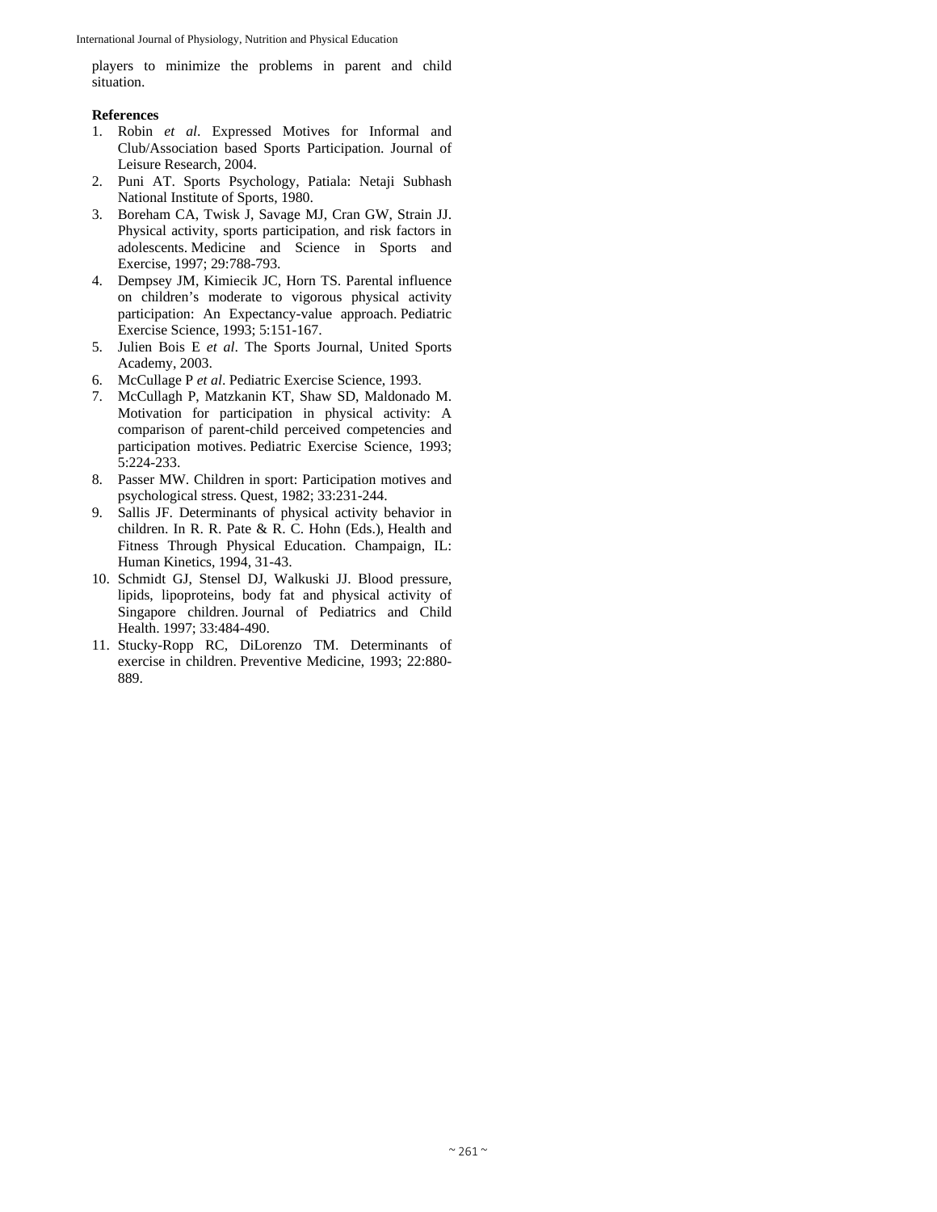players to minimize the problems in parent and child situation.

**References**

1. Robin *et al*. Expressed Motives for Informal and Club/Association based Sports Participation. Journal of Leisure Research, 2004.
2. Puni AT. Sports Psychology, Patiala: Netaji Subhash National Institute of Sports, 1980.
3. Boreham CA, Twisk J, Savage MJ, Cran GW, Strain JJ. Physical activity, sports participation, and risk factors in adolescents. Medicine and Science in Sports and Exercise, 1997; 29:788-793.
4. Dempsey JM, Kimiecik JC, Horn TS. Parental influence on children's moderate to vigorous physical activity participation: An Expectancy-value approach. Pediatric Exercise Science, 1993; 5:151-167.
5. Julien Bois E *et al*. The Sports Journal, United Sports Academy, 2003.
6. McCullage P *et al*. Pediatric Exercise Science, 1993.
7. McCullagh P, Matzkanin KT, Shaw SD, Maldonado M. Motivation for participation in physical activity: A comparison of parent-child perceived competencies and participation motives. Pediatric Exercise Science, 1993; 5:224-233.
8. Passer MW. Children in sport: Participation motives and psychological stress. Quest, 1982; 33:231-244.
9. Sallis JF. Determinants of physical activity behavior in children. In R. R. Pate & R. C. Hohn (Eds.), Health and Fitness Through Physical Education. Champaign, IL: Human Kinetics, 1994, 31-43.
10. Schmidt GJ, Stensel DJ, Walkuski JJ. Blood pressure, lipids, lipoproteins, body fat and physical activity of Singapore children. Journal of Pediatrics and Child Health. 1997; 33:484-490.
11. Stucky-Ropp RC, DiLorenzo TM. Determinants of exercise in children. Preventive Medicine, 1993; 22:880-889.